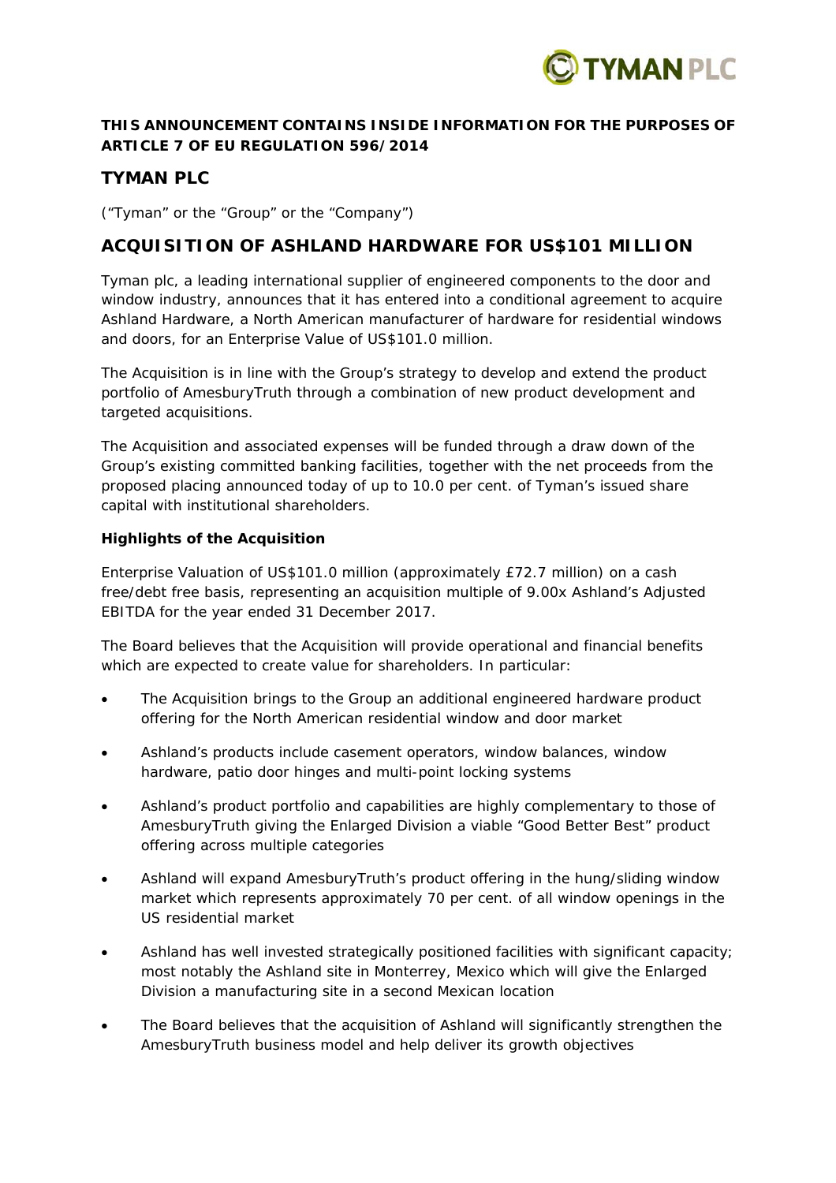**THIS ANNOUNCEMENT CONTAINS INSIDE INFORMATION FOR THE PURPOSES OF ARTICLE 7 OF EU REGULATION 596/2014**

# TYMAN PLC

("Tyman" or the "Group" or the "Company")

## ACQUISITION OF ASHLAND HARDWARE FOR US$101 MILLION

Tyman plc, a leading international supplier of engineered components to the door and window industry, announces that it has entered into a conditional agreement to acquire Ashland Hardware, a North American manufacturer of hardware for residential windows and doors, for an Enterprise Value of US$101.0 million.

The Acquisition is in line with the Group's strategy to develop and extend the product portfolio of AmesburyTruth through a combination of new product development and targeted acquisitions.

The Acquisition and associated expenses will be funded through a draw down of the Group's existing committed banking facilities, together with the net proceeds from the proposed placing announced today of up to 10.0 per cent. of Tyman's issued share capital with institutional shareholders.

### Highlights of the Acquisition

Enterprise Valuation of US$101.0 million (approximately £72.7 million) on a cash free/debt free basis, representing an acquisition multiple of 9.00x Ashland's Adjusted EBITDA for the year ended 31 December 2017.

The Board believes that the Acquisition will provide operational and financial benefits which are expected to create value for shareholders. In particular:

- The Acquisition brings to the Group an additional engineered hardware product offering for the North American residential window and door market
- Ashland's products include casement operators, window balances, window hardware, patio door hinges and multi-point locking systems
- Ashland's product portfolio and capabilities are highly complementary to those of AmesburyTruth giving the Enlarged Division a viable "Good Better Best" product offering across multiple categories
- Ashland will expand AmesburyTruth's product offering in the hung/sliding window market which represents approximately 70 per cent. of all window openings in the US residential market
- Ashland has well invested strategically positioned facilities with significant capacity; most notably the Ashland site in Monterrey, Mexico which will give the Enlarged Division a manufacturing site in a second Mexican location
- The Board believes that the acquisition of Ashland will significantly strengthen the AmesburyTruth business model and help deliver its growth objectives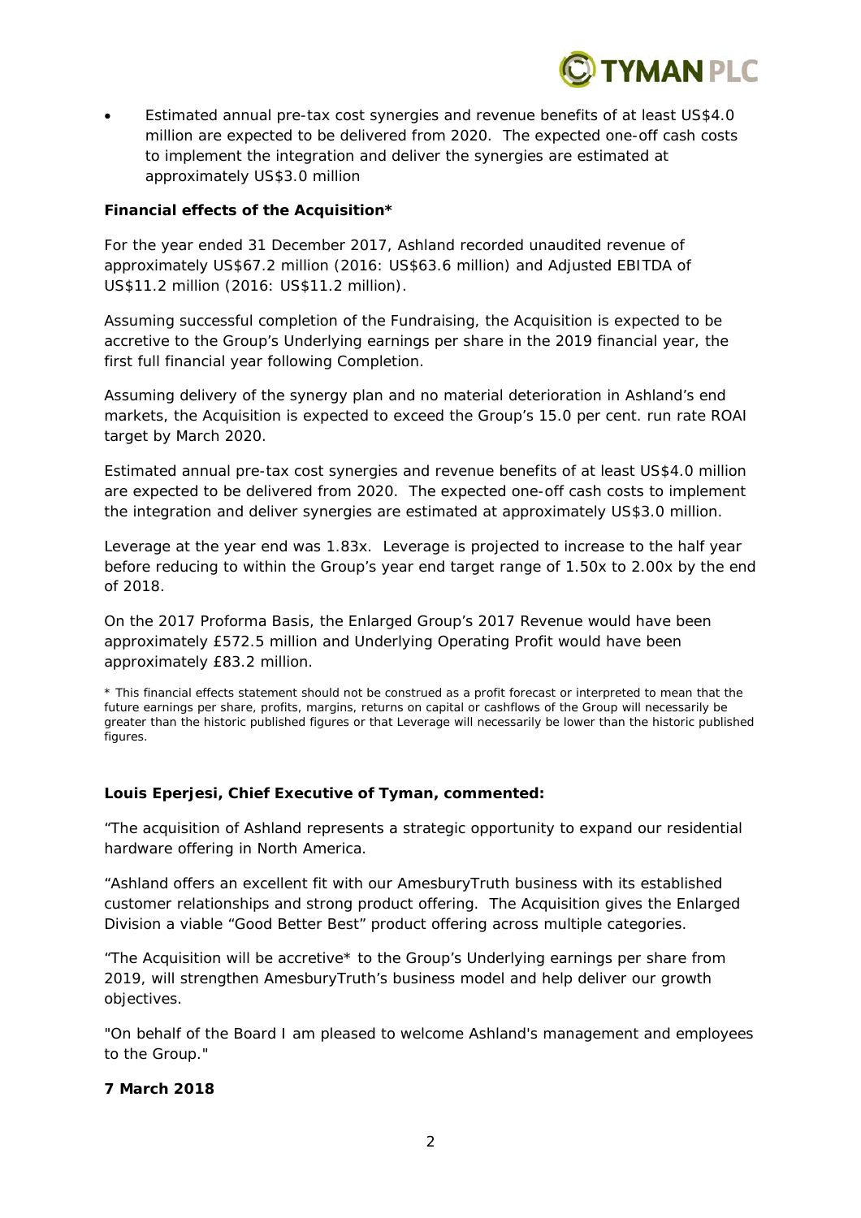- Estimated annual pre-tax cost synergies and revenue benefits of at least US$4.0 million are expected to be delivered from 2020. The expected one-off cash costs to implement the integration and deliver the synergies are estimated at approximately US$3.0 million

**Financial effects of the Acquisition***

For the year ended 31 December 2017, Ashland recorded unaudited revenue of approximately US$67.2 million (2016: US$63.6 million) and Adjusted EBITDA of US$11.2 million (2016: US$11.2 million).

Assuming successful completion of the Fundraising, the Acquisition is expected to be accretive to the Group's Underlying earnings per share in the 2019 financial year, the first full financial year following Completion.

Assuming delivery of the synergy plan and no material deterioration in Ashland's end markets, the Acquisition is expected to exceed the Group's 15.0 per cent. run rate ROAI target by March 2020.

Estimated annual pre-tax cost synergies and revenue benefits of at least US$4.0 million are expected to be delivered from 2020. The expected one-off cash costs to implement the integration and deliver synergies are estimated at approximately US$3.0 million.

Leverage at the year end was 1.83x. Leverage is projected to increase to the half year before reducing to within the Group's year end target range of 1.50x to 2.00x by the end of 2018.

On the 2017 Proforma Basis, the Enlarged Group's 2017 Revenue would have been approximately £572.5 million and Underlying Operating Profit would have been approximately £83.2 million.

* This financial effects statement should not be construed as a profit forecast or interpreted to mean that the future earnings per share, profits, margins, returns on capital or cashflows of the Group will necessarily be greater than the historic published figures or that Leverage will necessarily be lower than the historic published figures.

**Louis Eperjesi, Chief Executive of Tyman, commented:**

"The acquisition of Ashland represents a strategic opportunity to expand our residential hardware offering in North America.

"Ashland offers an excellent fit with our AmesburyTruth business with its established customer relationships and strong product offering. The Acquisition gives the Enlarged Division a viable "Good Better Best" product offering across multiple categories.

"The Acquisition will be accretive* to the Group's Underlying earnings per share from 2019, will strengthen AmesburyTruth's business model and help deliver our growth objectives.

"On behalf of the Board I am pleased to welcome Ashland's management and employees to the Group."

**7 March 2018**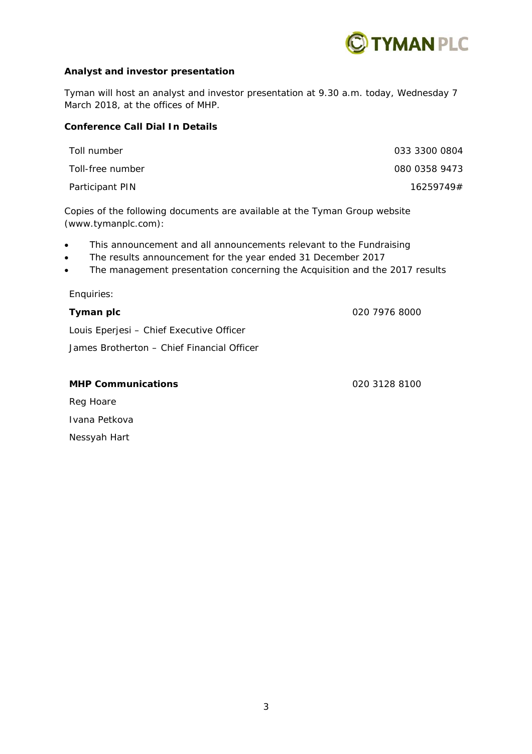**Analyst and investor presentation**

Tyman will host an analyst and investor presentation at 9.30 a.m. today, Wednesday 7 March 2018, at the offices of MHP.

**Conference Call Dial In Details**

| | |
|---|---|
| Toll number | 033 3300 0804 |
| Toll-free number | 080 0358 9473 |
| Participant PIN | 16259749# |

Copies of the following documents are available at the Tyman Group website (www.tymanplc.com):

- This announcement and all announcements relevant to the Fundraising
- The results announcement for the year ended 31 December 2017
- The management presentation concerning the Acquisition and the 2017 results

Enquiries:

| | |
|---|---|
| **Tyman plc** | 020 7976 8000 |
| Louis Eperjesi – Chief Executive Officer | |
| James Brotherton – Chief Financial Officer | |
| | |
| **MHP Communications** | 020 3128 8100 |
| Reg Hoare | |
| Ivana Petkova | |
| Nessyah Hart | |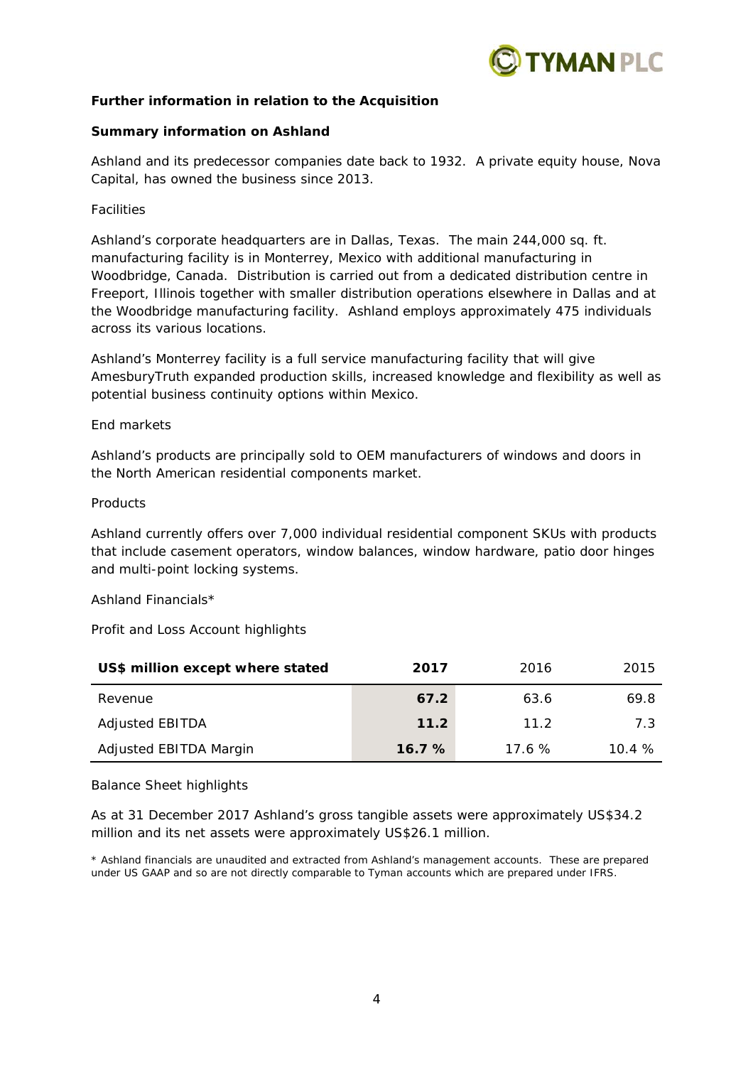**Further information in relation to the Acquisition**

**Summary information on Ashland**

Ashland and its predecessor companies date back to 1932. A private equity house, Nova Capital, has owned the business since 2013.

Facilities

Ashland's corporate headquarters are in Dallas, Texas. The main 244,000 sq. ft. manufacturing facility is in Monterrey, Mexico with additional manufacturing in Woodbridge, Canada. Distribution is carried out from a dedicated distribution centre in Freeport, Illinois together with smaller distribution operations elsewhere in Dallas and at the Woodbridge manufacturing facility. Ashland employs approximately 475 individuals across its various locations.

Ashland's Monterrey facility is a full service manufacturing facility that will give AmesburyTruth expanded production skills, increased knowledge and flexibility as well as potential business continuity options within Mexico.

End markets

Ashland's products are principally sold to OEM manufacturers of windows and doors in the North American residential components market.

Products

Ashland currently offers over 7,000 individual residential component SKUs with products that include casement operators, window balances, window hardware, patio door hinges and multi-point locking systems.

Ashland Financials*

Profit and Loss Account highlights

| **US$ million except where stated** | **2017** | 2016 | 2015 |
|---|---|---|---|
| Revenue | **67.2** | 63.6 | 69.8 |
| Adjusted EBITDA | **11.2** | 11.2 | 7.3 |
| Adjusted EBITDA Margin | **16.7 %** | 17.6 % | 10.4 % |

Balance Sheet highlights

As at 31 December 2017 Ashland's gross tangible assets were approximately US$34.2 million and its net assets were approximately US$26.1 million.

\* Ashland financials are unaudited and extracted from Ashland's management accounts. These are prepared under US GAAP and so are not directly comparable to Tyman accounts which are prepared under IFRS.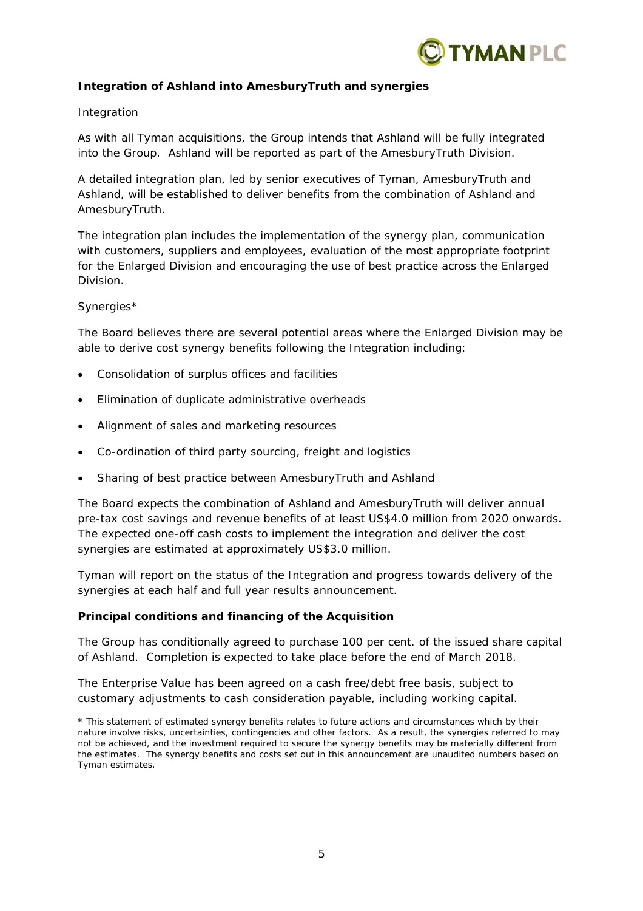**Integration of Ashland into AmesburyTruth and synergies**

Integration

As with all Tyman acquisitions, the Group intends that Ashland will be fully integrated into the Group. Ashland will be reported as part of the AmesburyTruth Division.

A detailed integration plan, led by senior executives of Tyman, AmesburyTruth and Ashland, will be established to deliver benefits from the combination of Ashland and AmesburyTruth.

The integration plan includes the implementation of the synergy plan, communication with customers, suppliers and employees, evaluation of the most appropriate footprint for the Enlarged Division and encouraging the use of best practice across the Enlarged Division.

Synergies*

The Board believes there are several potential areas where the Enlarged Division may be able to derive cost synergy benefits following the Integration including:

- Consolidation of surplus offices and facilities
- Elimination of duplicate administrative overheads
- Alignment of sales and marketing resources
- Co-ordination of third party sourcing, freight and logistics
- Sharing of best practice between AmesburyTruth and Ashland

The Board expects the combination of Ashland and AmesburyTruth will deliver annual pre-tax cost savings and revenue benefits of at least US$4.0 million from 2020 onwards. The expected one-off cash costs to implement the integration and deliver the cost synergies are estimated at approximately US$3.0 million.

Tyman will report on the status of the Integration and progress towards delivery of the synergies at each half and full year results announcement.

**Principal conditions and financing of the Acquisition**

The Group has conditionally agreed to purchase 100 per cent. of the issued share capital of Ashland. Completion is expected to take place before the end of March 2018.

The Enterprise Value has been agreed on a cash free/debt free basis, subject to customary adjustments to cash consideration payable, including working capital.

* This statement of estimated synergy benefits relates to future actions and circumstances which by their nature involve risks, uncertainties, contingencies and other factors. As a result, the synergies referred to may not be achieved, and the investment required to secure the synergy benefits may be materially different from the estimates. The synergy benefits and costs set out in this announcement are unaudited numbers based on Tyman estimates.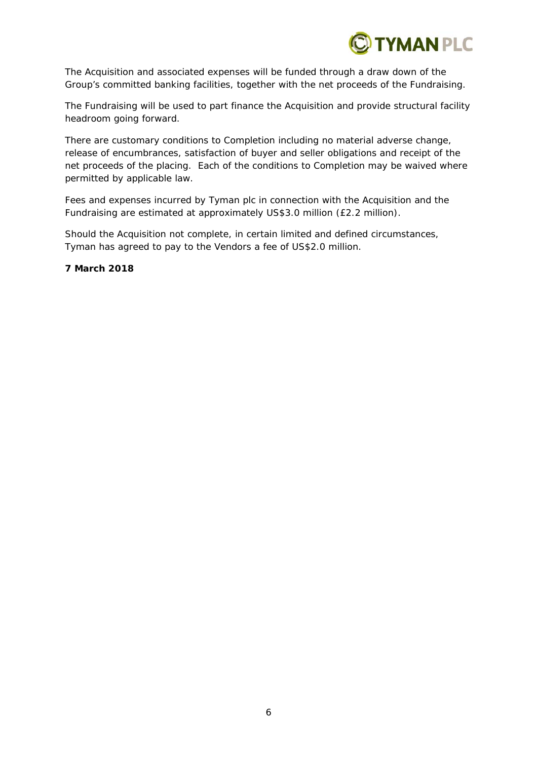The Acquisition and associated expenses will be funded through a draw down of the Group's committed banking facilities, together with the net proceeds of the Fundraising.

The Fundraising will be used to part finance the Acquisition and provide structural facility headroom going forward.

There are customary conditions to Completion including no material adverse change, release of encumbrances, satisfaction of buyer and seller obligations and receipt of the net proceeds of the placing. Each of the conditions to Completion may be waived where permitted by applicable law.

Fees and expenses incurred by Tyman plc in connection with the Acquisition and the Fundraising are estimated at approximately US$3.0 million (£2.2 million).

Should the Acquisition not complete, in certain limited and defined circumstances, Tyman has agreed to pay to the Vendors a fee of US$2.0 million.

**7 March 2018**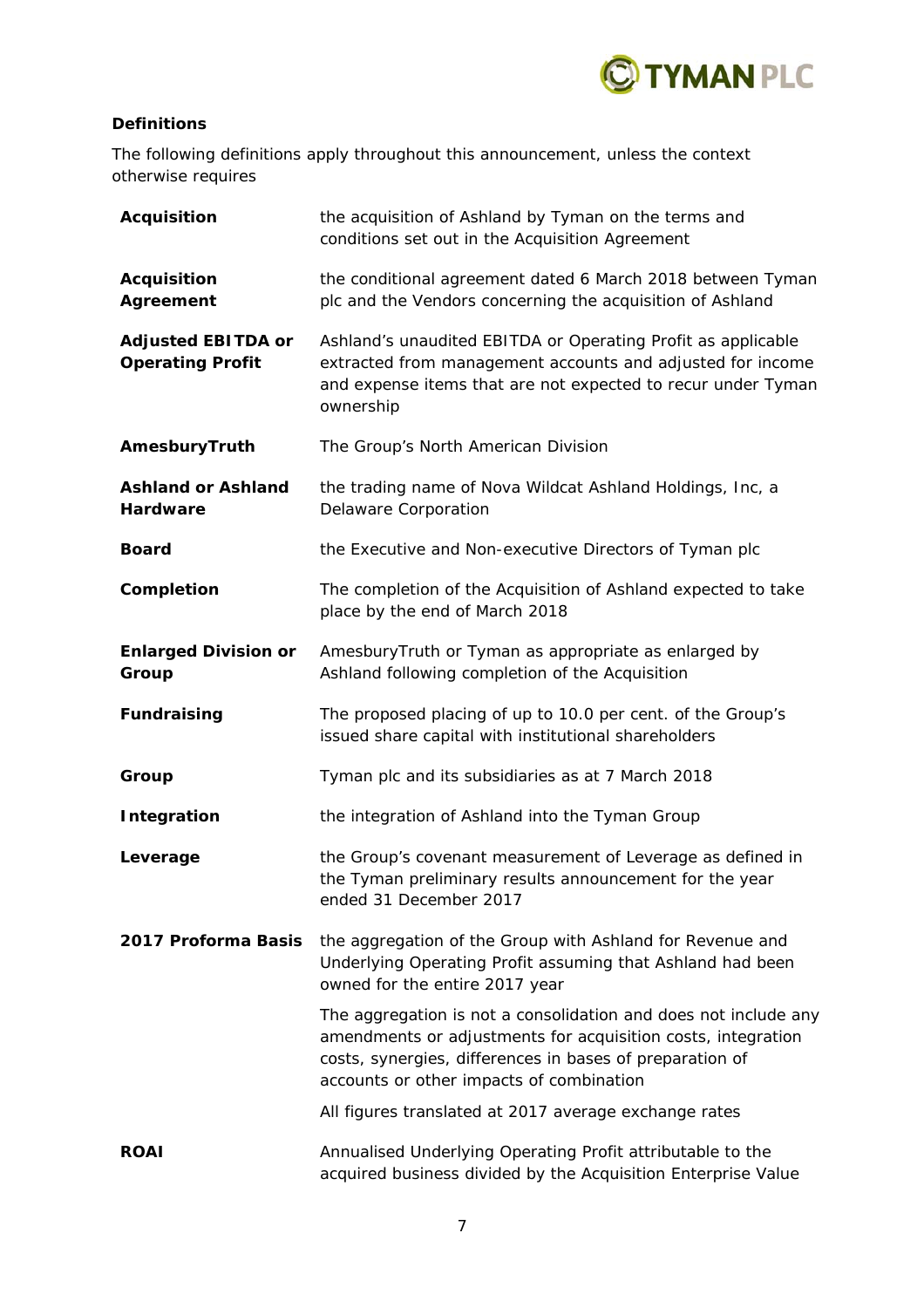## Definitions

The following definitions apply throughout this announcement, unless the context otherwise requires

| | |
|---|---|
| **Acquisition** | the acquisition of Ashland by Tyman on the terms and conditions set out in the Acquisition Agreement |
| **Acquisition Agreement** | the conditional agreement dated 6 March 2018 between Tyman plc and the Vendors concerning the acquisition of Ashland |
| **Adjusted EBITDA or Operating Profit** | Ashland's unaudited EBITDA or Operating Profit as applicable extracted from management accounts and adjusted for income and expense items that are not expected to recur under Tyman ownership |
| **AmesburyTruth** | The Group's North American Division |
| **Ashland or Ashland Hardware** | the trading name of Nova Wildcat Ashland Holdings, Inc, a Delaware Corporation |
| **Board** | the Executive and Non-executive Directors of Tyman plc |
| **Completion** | The completion of the Acquisition of Ashland expected to take place by the end of March 2018 |
| **Enlarged Division or Group** | AmesburyTruth or Tyman as appropriate as enlarged by Ashland following completion of the Acquisition |
| **Fundraising** | The proposed placing of up to 10.0 per cent. of the Group's issued share capital with institutional shareholders |
| **Group** | Tyman plc and its subsidiaries as at 7 March 2018 |
| **Integration** | the integration of Ashland into the Tyman Group |
| **Leverage** | the Group's covenant measurement of Leverage as defined in the Tyman preliminary results announcement for the year ended 31 December 2017 |
| **2017 Proforma Basis** | the aggregation of the Group with Ashland for Revenue and Underlying Operating Profit assuming that Ashland had been owned for the entire 2017 year<br><br>The aggregation is not a consolidation and does not include any amendments or adjustments for acquisition costs, integration costs, synergies, differences in bases of preparation of accounts or other impacts of combination<br><br>All figures translated at 2017 average exchange rates |
| **ROAI** | Annualised Underlying Operating Profit attributable to the acquired business divided by the Acquisition Enterprise Value |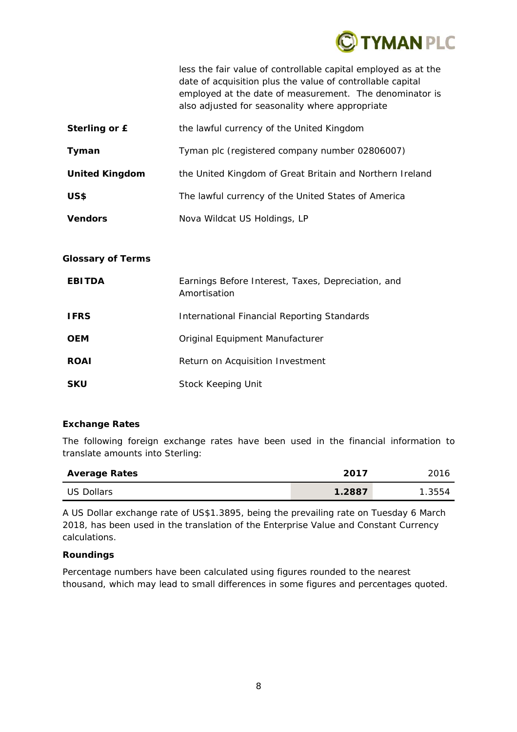less the fair value of controllable capital employed as at the date of acquisition plus the value of controllable capital employed at the date of measurement. The denominator is also adjusted for seasonality where appropriate

| | |
|---|---|
| **Sterling or £** | the lawful currency of the United Kingdom |
| **Tyman** | Tyman plc (registered company number 02806007) |
| **United Kingdom** | the United Kingdom of Great Britain and Northern Ireland |
| **US$** | The lawful currency of the United States of America |
| **Vendors** | Nova Wildcat US Holdings, LP |

**Glossary of Terms**

| | |
|---|---|
| **EBITDA** | Earnings Before Interest, Taxes, Depreciation, and Amortisation |
| **IFRS** | International Financial Reporting Standards |
| **OEM** | Original Equipment Manufacturer |
| **ROAI** | Return on Acquisition Investment |
| **SKU** | Stock Keeping Unit |

**Exchange Rates**

The following foreign exchange rates have been used in the financial information to translate amounts into Sterling:

| **Average Rates** | **2017** | 2016 |
|---|---|---|
| US Dollars | **1.2887** | 1.3554 |

A US Dollar exchange rate of US$1.3895, being the prevailing rate on Tuesday 6 March 2018, has been used in the translation of the Enterprise Value and Constant Currency calculations.

**Roundings**

Percentage numbers have been calculated using figures rounded to the nearest thousand, which may lead to small differences in some figures and percentages quoted.